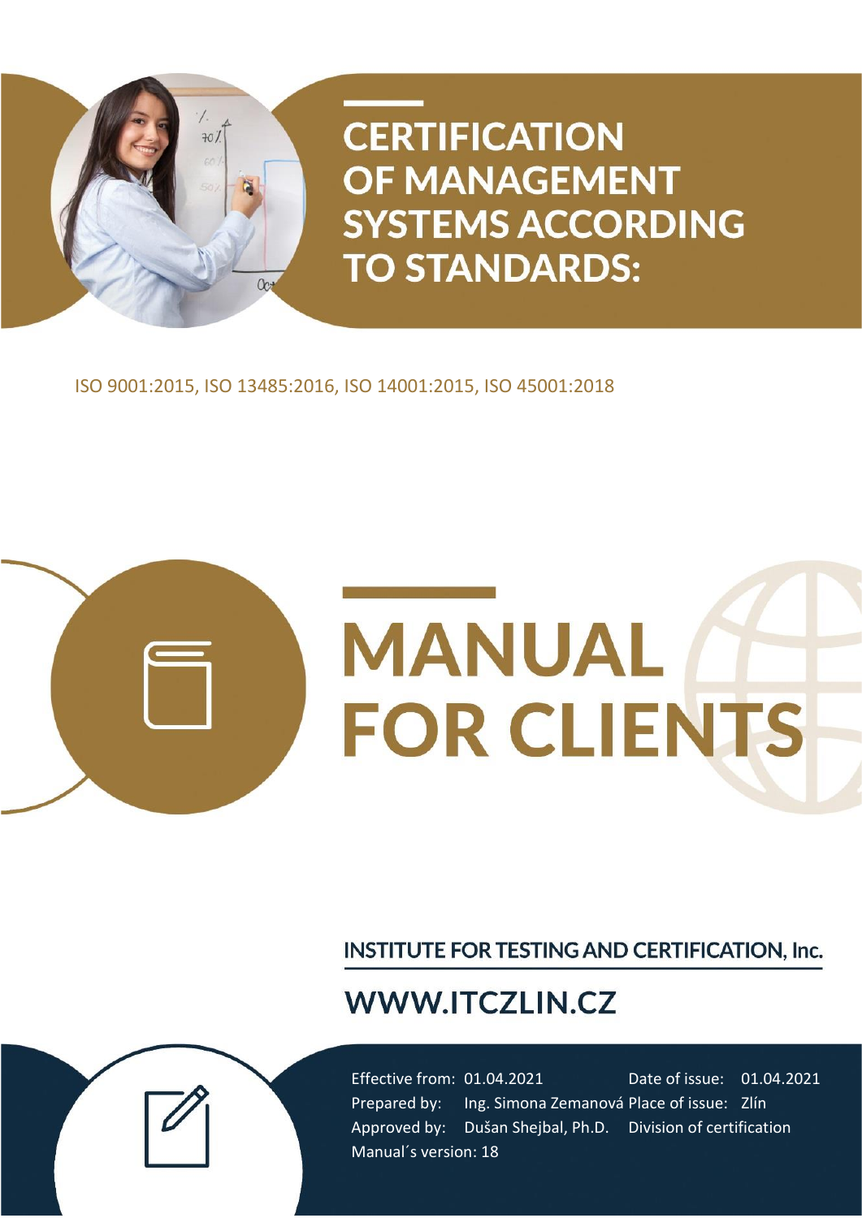# CERTIFICATION OF MANAGEMENT SYSTEMS ACCORDING TO STANDARDS:

ISO 9001:2015, ISO 13485:2016, ISO 14001:2015, ISO 45001:2018

# MANUAL FOR CLIENTS

**INSTITUTE FOR TESTING AND CERTIFICATION, Inc.**

**WWW.ITCZLIN.CZ**

| | | | |
|---|---|---|---|
| Effective from: | 01.04.2021 | Date of issue: | 01.04.2021 |
| Prepared by: | Ing. Simona Zemanová | Place of issue: | Zlín |
| Approved by: | Dušan Shejbal, Ph.D. | Division of certification | |
| Manual´s version: 18 | | | |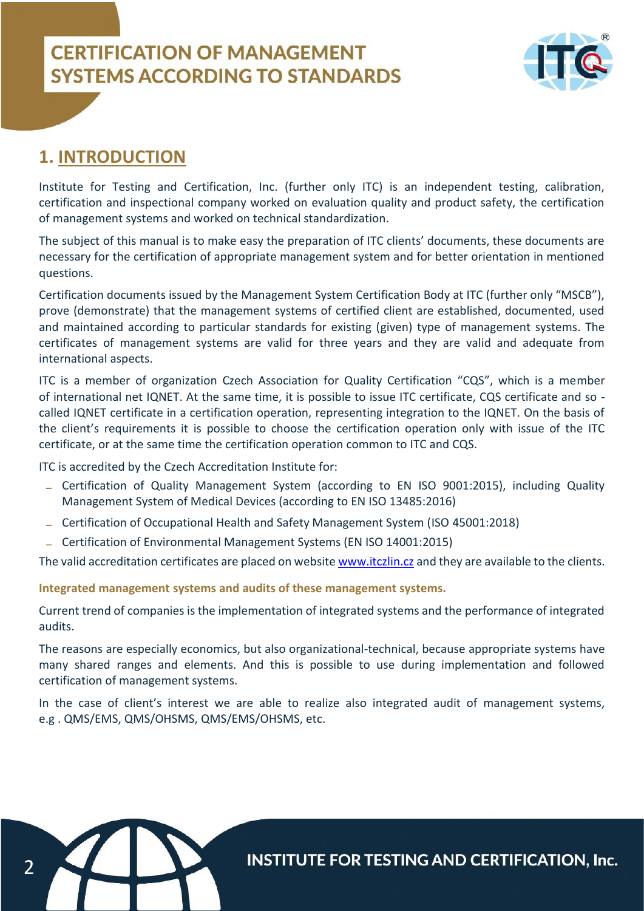## 1. INTRODUCTION

Institute for Testing and Certification, Inc. (further only ITC) is an independent testing, calibration, certification and inspectional company worked on evaluation quality and product safety, the certification of management systems and worked on technical standardization.

The subject of this manual is to make easy the preparation of ITC clients' documents, these documents are necessary for the certification of appropriate management system and for better orientation in mentioned questions.

Certification documents issued by the Management System Certification Body at ITC (further only "MSCB"), prove (demonstrate) that the management systems of certified client are established, documented, used and maintained according to particular standards for existing (given) type of management systems. The certificates of management systems are valid for three years and they are valid and adequate from international aspects.

ITC is a member of organization Czech Association for Quality Certification "CQS", which is a member of international net IQNET. At the same time, it is possible to issue ITC certificate, CQS certificate and so - called IQNET certificate in a certification operation, representing integration to the IQNET. On the basis of the client's requirements it is possible to choose the certification operation only with issue of the ITC certificate, or at the same time the certification operation common to ITC and CQS.

ITC is accredited by the Czech Accreditation Institute for:

- Certification of Quality Management System (according to EN ISO 9001:2015), including Quality Management System of Medical Devices (according to EN ISO 13485:2016)
- Certification of Occupational Health and Safety Management System (ISO 45001:2018)
- Certification of Environmental Management Systems (EN ISO 14001:2015)

The valid accreditation certificates are placed on website www.itczlin.cz and they are available to the clients.

**Integrated management systems and audits of these management systems.**

Current trend of companies is the implementation of integrated systems and the performance of integrated audits.

The reasons are especially economics, but also organizational-technical, because appropriate systems have many shared ranges and elements. And this is possible to use during implementation and followed certification of management systems.

In the case of client's interest we are able to realize also integrated audit of management systems, e.g . QMS/EMS, QMS/OHSMS, QMS/EMS/OHSMS, etc.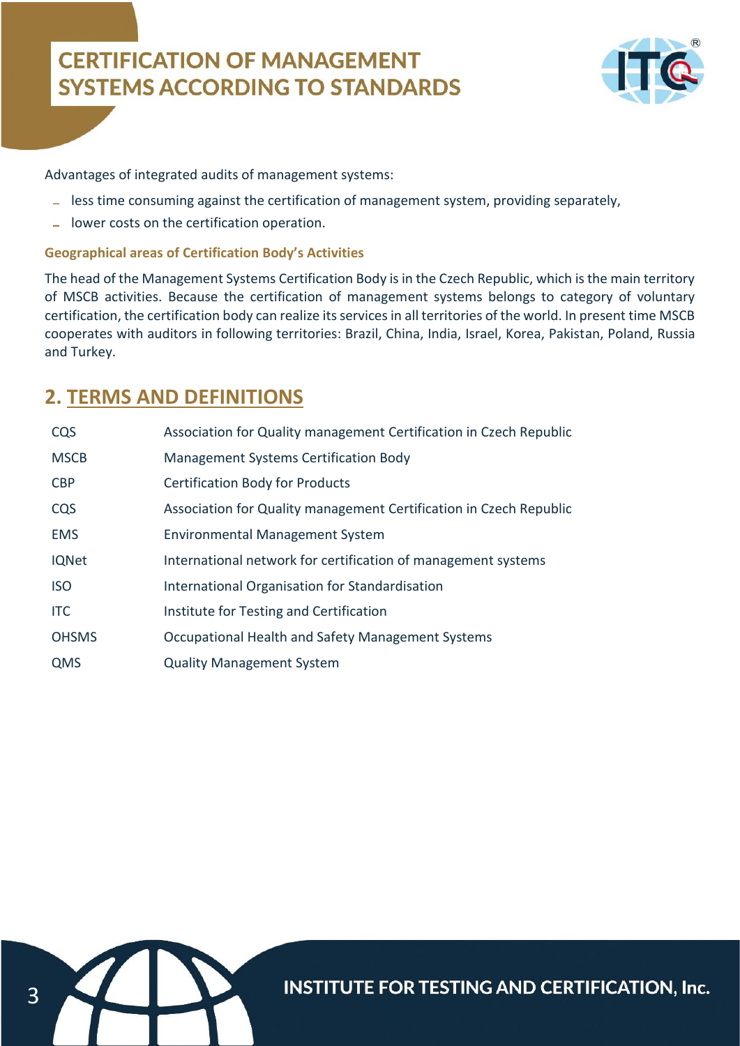Advantages of integrated audits of management systems:

- less time consuming against the certification of management system, providing separately,
- lower costs on the certification operation.

### Geographical areas of Certification Body's Activities

The head of the Management Systems Certification Body is in the Czech Republic, which is the main territory of MSCB activities. Because the certification of management systems belongs to category of voluntary certification, the certification body can realize its services in all territories of the world. In present time MSCB cooperates with auditors in following territories: Brazil, China, India, Israel, Korea, Pakistan, Poland, Russia and Turkey.

## 2. TERMS AND DEFINITIONS

| | |
|---|---|
| CQS | Association for Quality management Certification in Czech Republic |
| MSCB | Management Systems Certification Body |
| CBP | Certification Body for Products |
| CQS | Association for Quality management Certification in Czech Republic |
| EMS | Environmental Management System |
| IQNet | International network for certification of management systems |
| ISO | International Organisation for Standardisation |
| ITC | Institute for Testing and Certification |
| OHSMS | Occupational Health and Safety Management Systems |
| QMS | Quality Management System |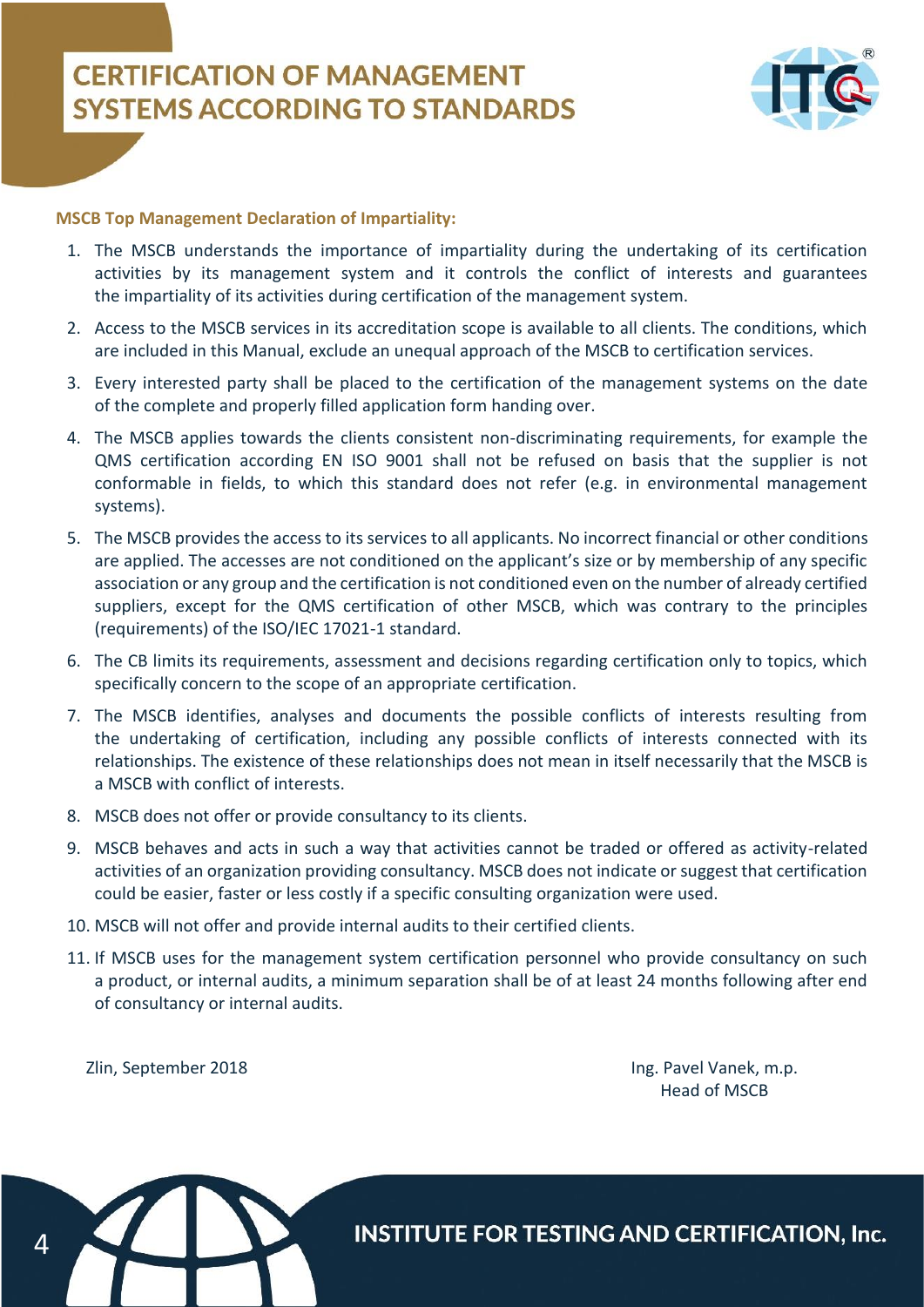**MSCB Top Management Declaration of Impartiality:**

1. The MSCB understands the importance of impartiality during the undertaking of its certification activities by its management system and it controls the conflict of interests and guarantees the impartiality of its activities during certification of the management system.
2. Access to the MSCB services in its accreditation scope is available to all clients. The conditions, which are included in this Manual, exclude an unequal approach of the MSCB to certification services.
3. Every interested party shall be placed to the certification of the management systems on the date of the complete and properly filled application form handing over.
4. The MSCB applies towards the clients consistent non-discriminating requirements, for example the QMS certification according EN ISO 9001 shall not be refused on basis that the supplier is not conformable in fields, to which this standard does not refer (e.g. in environmental management systems).
5. The MSCB provides the access to its services to all applicants. No incorrect financial or other conditions are applied. The accesses are not conditioned on the applicant's size or by membership of any specific association or any group and the certification is not conditioned even on the number of already certified suppliers, except for the QMS certification of other MSCB, which was contrary to the principles (requirements) of the ISO/IEC 17021-1 standard.
6. The CB limits its requirements, assessment and decisions regarding certification only to topics, which specifically concern to the scope of an appropriate certification.
7. The MSCB identifies, analyses and documents the possible conflicts of interests resulting from the undertaking of certification, including any possible conflicts of interests connected with its relationships. The existence of these relationships does not mean in itself necessarily that the MSCB is a MSCB with conflict of interests.
8. MSCB does not offer or provide consultancy to its clients.
9. MSCB behaves and acts in such a way that activities cannot be traded or offered as activity-related activities of an organization providing consultancy. MSCB does not indicate or suggest that certification could be easier, faster or less costly if a specific consulting organization were used.
10. MSCB will not offer and provide internal audits to their certified clients.
11. If MSCB uses for the management system certification personnel who provide consultancy on such a product, or internal audits, a minimum separation shall be of at least 24 months following after end of consultancy or internal audits.

Zlin, September 2018

Ing. Pavel Vanek, m.p.
Head of MSCB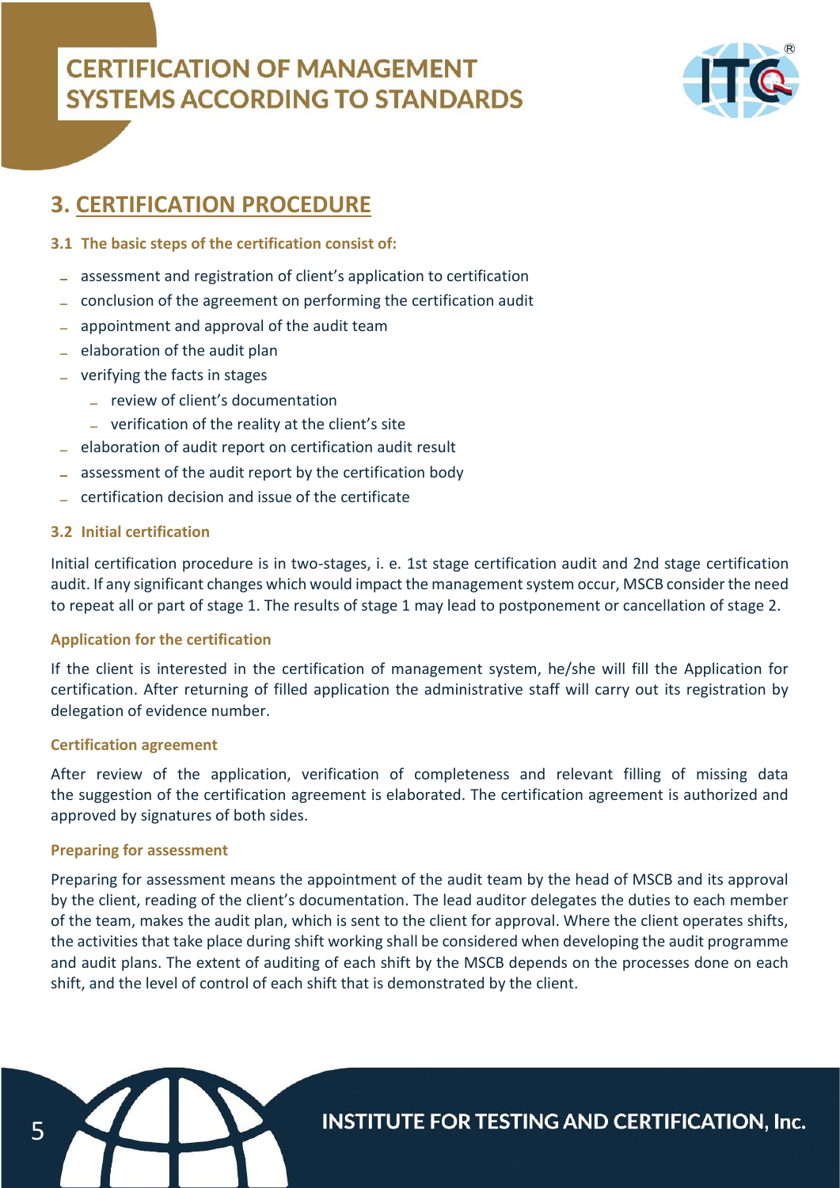## 3. CERTIFICATION PROCEDURE

### 3.1 The basic steps of the certification consist of:

- assessment and registration of client's application to certification
- conclusion of the agreement on performing the certification audit
- appointment and approval of the audit team
- elaboration of the audit plan
- verifying the facts in stages
  - review of client's documentation
  - verification of the reality at the client's site
- elaboration of audit report on certification audit result
- assessment of the audit report by the certification body
- certification decision and issue of the certificate

### 3.2 Initial certification

Initial certification procedure is in two-stages, i. e. 1st stage certification audit and 2nd stage certification audit. If any significant changes which would impact the management system occur, MSCB consider the need to repeat all or part of stage 1. The results of stage 1 may lead to postponement or cancellation of stage 2.

#### Application for the certification

If the client is interested in the certification of management system, he/she will fill the Application for certification. After returning of filled application the administrative staff will carry out its registration by delegation of evidence number.

#### Certification agreement

After review of the application, verification of completeness and relevant filling of missing data the suggestion of the certification agreement is elaborated. The certification agreement is authorized and approved by signatures of both sides.

#### Preparing for assessment

Preparing for assessment means the appointment of the audit team by the head of MSCB and its approval by the client, reading of the client's documentation. The lead auditor delegates the duties to each member of the team, makes the audit plan, which is sent to the client for approval. Where the client operates shifts, the activities that take place during shift working shall be considered when developing the audit programme and audit plans. The extent of auditing of each shift by the MSCB depends on the processes done on each shift, and the level of control of each shift that is demonstrated by the client.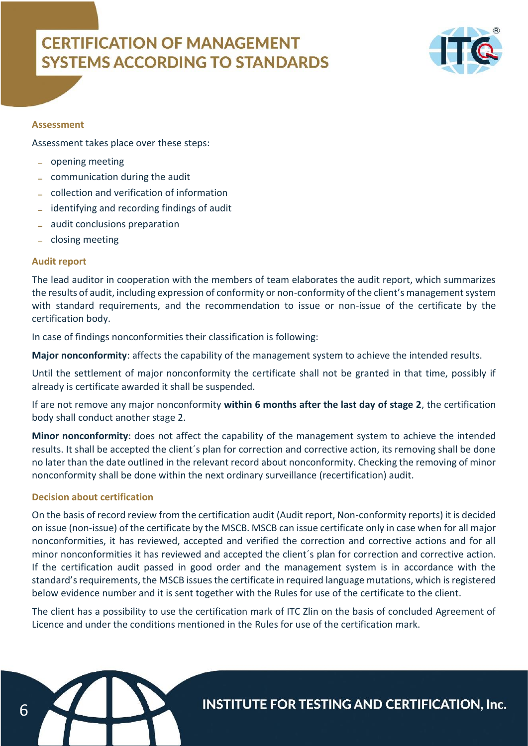## Assessment

Assessment takes place over these steps:

- opening meeting
- communication during the audit
- collection and verification of information
- identifying and recording findings of audit
- audit conclusions preparation
- closing meeting

## Audit report

The lead auditor in cooperation with the members of team elaborates the audit report, which summarizes the results of audit, including expression of conformity or non-conformity of the client's management system with standard requirements, and the recommendation to issue or non-issue of the certificate by the certification body.

In case of findings nonconformities their classification is following:

**Major nonconformity**: affects the capability of the management system to achieve the intended results.

Until the settlement of major nonconformity the certificate shall not be granted in that time, possibly if already is certificate awarded it shall be suspended.

If are not remove any major nonconformity **within 6 months after the last day of stage 2**, the certification body shall conduct another stage 2.

**Minor nonconformity**: does not affect the capability of the management system to achieve the intended results. It shall be accepted the client´s plan for correction and corrective action, its removing shall be done no later than the date outlined in the relevant record about nonconformity. Checking the removing of minor nonconformity shall be done within the next ordinary surveillance (recertification) audit.

## Decision about certification

On the basis of record review from the certification audit (Audit report, Non-conformity reports) it is decided on issue (non-issue) of the certificate by the MSCB. MSCB can issue certificate only in case when for all major nonconformities, it has reviewed, accepted and verified the correction and corrective actions and for all minor nonconformities it has reviewed and accepted the client´s plan for correction and corrective action. If the certification audit passed in good order and the management system is in accordance with the standard's requirements, the MSCB issues the certificate in required language mutations, which is registered below evidence number and it is sent together with the Rules for use of the certificate to the client.

The client has a possibility to use the certification mark of ITC Zlin on the basis of concluded Agreement of Licence and under the conditions mentioned in the Rules for use of the certification mark.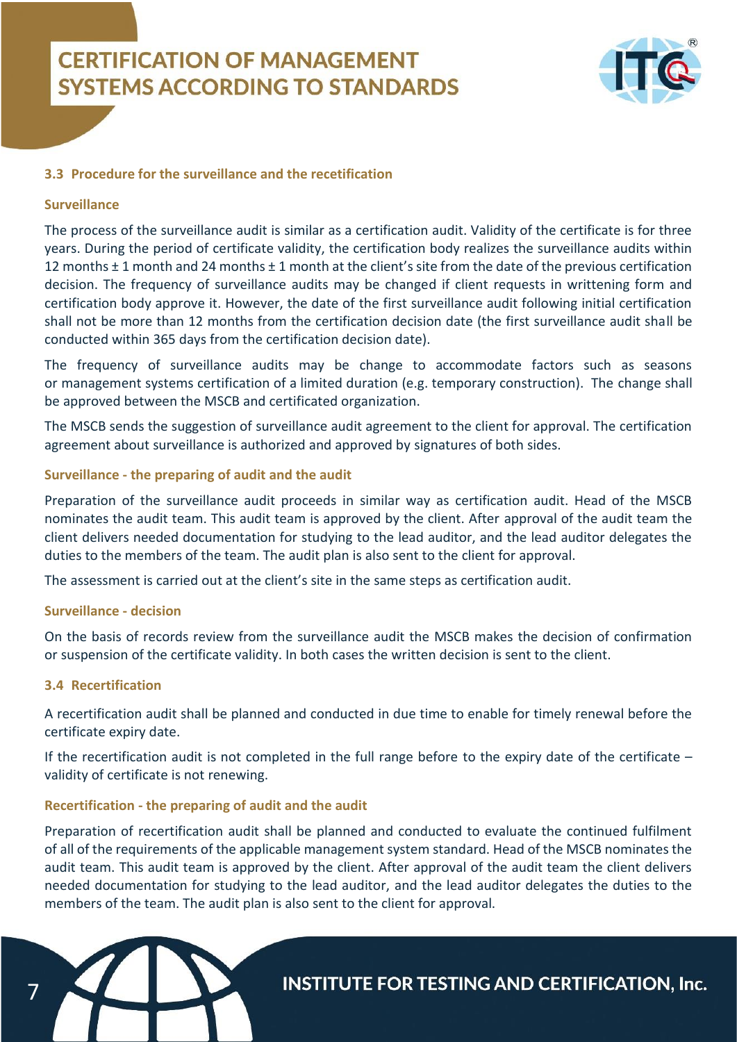### 3.3 Procedure for the surveillance and the recetification

#### Surveillance

The process of the surveillance audit is similar as a certification audit. Validity of the certificate is for three years. During the period of certificate validity, the certification body realizes the surveillance audits within 12 months ± 1 month and 24 months ± 1 month at the client's site from the date of the previous certification decision. The frequency of surveillance audits may be changed if client requests in writtening form and certification body approve it. However, the date of the first surveillance audit following initial certification shall not be more than 12 months from the certification decision date (the first surveillance audit shall be conducted within 365 days from the certification decision date).

The frequency of surveillance audits may be change to accommodate factors such as seasons or management systems certification of a limited duration (e.g. temporary construction). The change shall be approved between the MSCB and certificated organization.

The MSCB sends the suggestion of surveillance audit agreement to the client for approval. The certification agreement about surveillance is authorized and approved by signatures of both sides.

#### Surveillance - the preparing of audit and the audit

Preparation of the surveillance audit proceeds in similar way as certification audit. Head of the MSCB nominates the audit team. This audit team is approved by the client. After approval of the audit team the client delivers needed documentation for studying to the lead auditor, and the lead auditor delegates the duties to the members of the team. The audit plan is also sent to the client for approval.

The assessment is carried out at the client's site in the same steps as certification audit.

#### Surveillance - decision

On the basis of records review from the surveillance audit the MSCB makes the decision of confirmation or suspension of the certificate validity. In both cases the written decision is sent to the client.

### 3.4 Recertification

A recertification audit shall be planned and conducted in due time to enable for timely renewal before the certificate expiry date.

If the recertification audit is not completed in the full range before to the expiry date of the certificate – validity of certificate is not renewing.

#### Recertification - the preparing of audit and the audit

Preparation of recertification audit shall be planned and conducted to evaluate the continued fulfilment of all of the requirements of the applicable management system standard. Head of the MSCB nominates the audit team. This audit team is approved by the client. After approval of the audit team the client delivers needed documentation for studying to the lead auditor, and the lead auditor delegates the duties to the members of the team. The audit plan is also sent to the client for approval.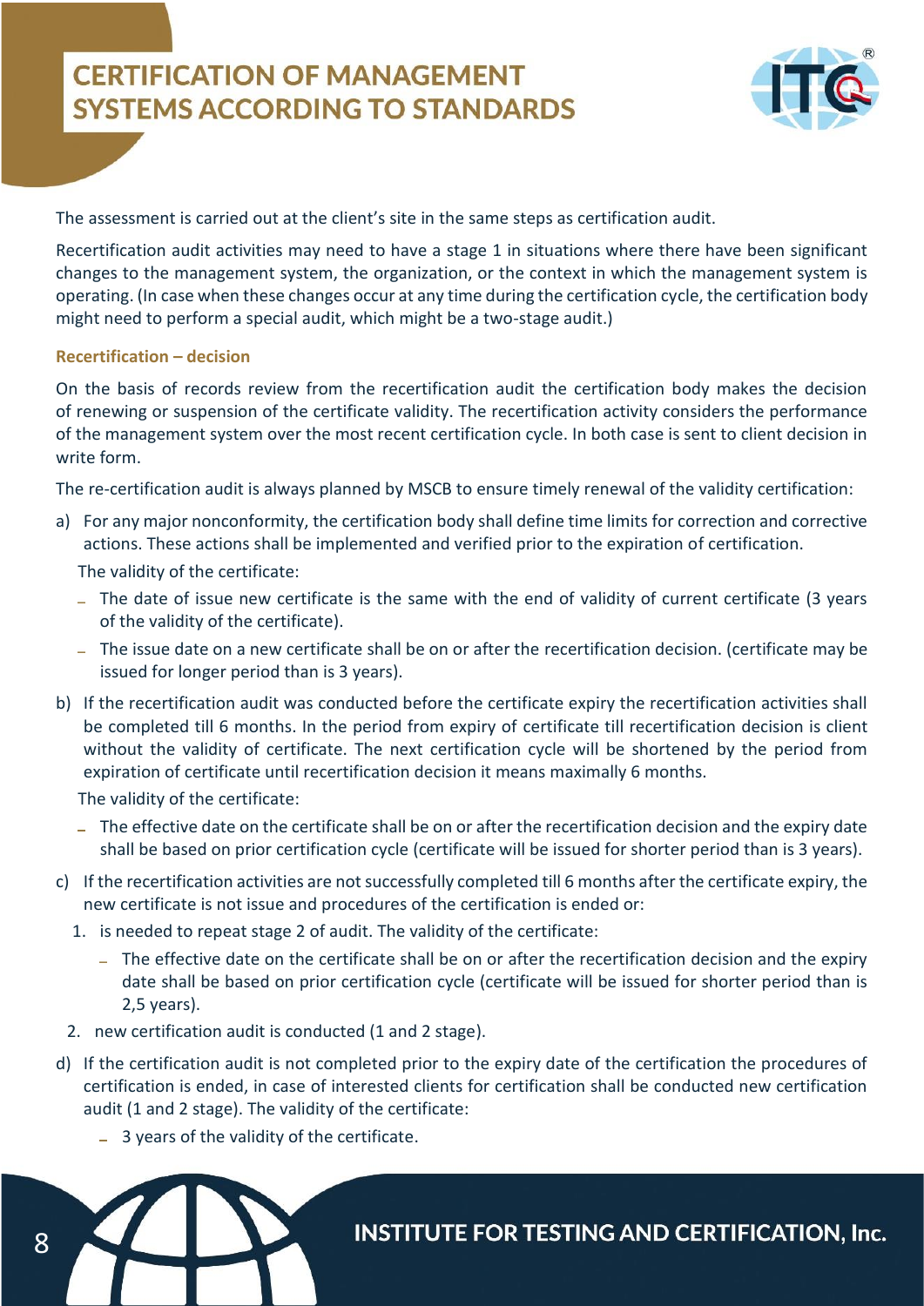The assessment is carried out at the client's site in the same steps as certification audit.

Recertification audit activities may need to have a stage 1 in situations where there have been significant changes to the management system, the organization, or the context in which the management system is operating. (In case when these changes occur at any time during the certification cycle, the certification body might need to perform a special audit, which might be a two-stage audit.)

### Recertification – decision

On the basis of records review from the recertification audit the certification body makes the decision of renewing or suspension of the certificate validity. The recertification activity considers the performance of the management system over the most recent certification cycle. In both case is sent to client decision in write form.

The re-certification audit is always planned by MSCB to ensure timely renewal of the validity certification:

a) For any major nonconformity, the certification body shall define time limits for correction and corrective actions. These actions shall be implemented and verified prior to the expiration of certification.

   The validity of the certificate:

   - The date of issue new certificate is the same with the end of validity of current certificate (3 years of the validity of the certificate).
   - The issue date on a new certificate shall be on or after the recertification decision. (certificate may be issued for longer period than is 3 years).

b) If the recertification audit was conducted before the certificate expiry the recertification activities shall be completed till 6 months. In the period from expiry of certificate till recertification decision is client without the validity of certificate. The next certification cycle will be shortened by the period from expiration of certificate until recertification decision it means maximally 6 months.

   The validity of the certificate:

   - The effective date on the certificate shall be on or after the recertification decision and the expiry date shall be based on prior certification cycle (certificate will be issued for shorter period than is 3 years).

c) If the recertification activities are not successfully completed till 6 months after the certificate expiry, the new certificate is not issue and procedures of the certification is ended or:

   1. is needed to repeat stage 2 of audit. The validity of the certificate:
      - The effective date on the certificate shall be on or after the recertification decision and the expiry date shall be based on prior certification cycle (certificate will be issued for shorter period than is 2,5 years).
   2. new certification audit is conducted (1 and 2 stage).

d) If the certification audit is not completed prior to the expiry date of the certification the procedures of certification is ended, in case of interested clients for certification shall be conducted new certification audit (1 and 2 stage). The validity of the certificate:

   - 3 years of the validity of the certificate.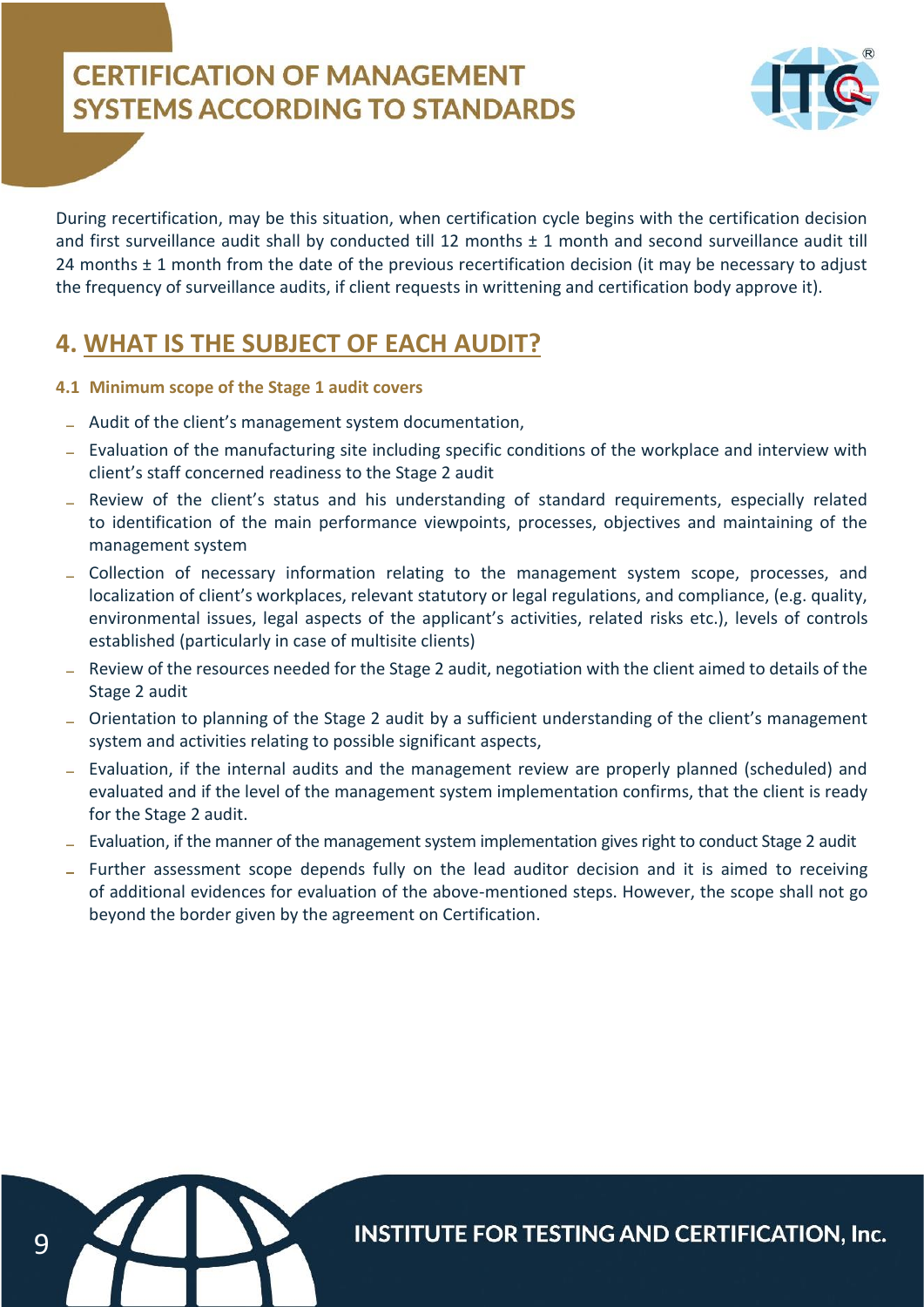During recertification, may be this situation, when certification cycle begins with the certification decision and first surveillance audit shall by conducted till 12 months ± 1 month and second surveillance audit till 24 months ± 1 month from the date of the previous recertification decision (it may be necessary to adjust the frequency of surveillance audits, if client requests in writtening and certification body approve it).

## 4. WHAT IS THE SUBJECT OF EACH AUDIT?

### 4.1 Minimum scope of the Stage 1 audit covers

- Audit of the client's management system documentation,
- Evaluation of the manufacturing site including specific conditions of the workplace and interview with client's staff concerned readiness to the Stage 2 audit
- Review of the client's status and his understanding of standard requirements, especially related to identification of the main performance viewpoints, processes, objectives and maintaining of the management system
- Collection of necessary information relating to the management system scope, processes, and localization of client's workplaces, relevant statutory or legal regulations, and compliance, (e.g. quality, environmental issues, legal aspects of the applicant's activities, related risks etc.), levels of controls established (particularly in case of multisite clients)
- Review of the resources needed for the Stage 2 audit, negotiation with the client aimed to details of the Stage 2 audit
- Orientation to planning of the Stage 2 audit by a sufficient understanding of the client's management system and activities relating to possible significant aspects,
- Evaluation, if the internal audits and the management review are properly planned (scheduled) and evaluated and if the level of the management system implementation confirms, that the client is ready for the Stage 2 audit.
- Evaluation, if the manner of the management system implementation gives right to conduct Stage 2 audit
- Further assessment scope depends fully on the lead auditor decision and it is aimed to receiving of additional evidences for evaluation of the above-mentioned steps. However, the scope shall not go beyond the border given by the agreement on Certification.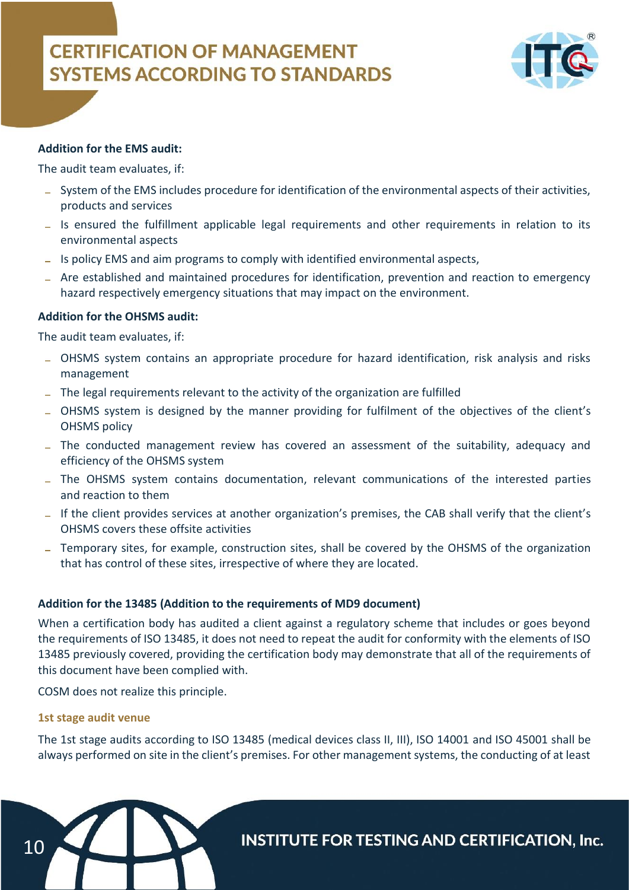**Addition for the EMS audit:**

The audit team evaluates, if:

- System of the EMS includes procedure for identification of the environmental aspects of their activities, products and services
- Is ensured the fulfillment applicable legal requirements and other requirements in relation to its environmental aspects
- Is policy EMS and aim programs to comply with identified environmental aspects,
- Are established and maintained procedures for identification, prevention and reaction to emergency hazard respectively emergency situations that may impact on the environment.

**Addition for the OHSMS audit:**

The audit team evaluates, if:

- OHSMS system contains an appropriate procedure for hazard identification, risk analysis and risks management
- The legal requirements relevant to the activity of the organization are fulfilled
- OHSMS system is designed by the manner providing for fulfilment of the objectives of the client's OHSMS policy
- The conducted management review has covered an assessment of the suitability, adequacy and efficiency of the OHSMS system
- The OHSMS system contains documentation, relevant communications of the interested parties and reaction to them
- If the client provides services at another organization's premises, the CAB shall verify that the client's OHSMS covers these offsite activities
- Temporary sites, for example, construction sites, shall be covered by the OHSMS of the organization that has control of these sites, irrespective of where they are located.

**Addition for the 13485 (Addition to the requirements of MD9 document)**

When a certification body has audited a client against a regulatory scheme that includes or goes beyond the requirements of ISO 13485, it does not need to repeat the audit for conformity with the elements of ISO 13485 previously covered, providing the certification body may demonstrate that all of the requirements of this document have been complied with.

COSM does not realize this principle.

### 1st stage audit venue

The 1st stage audits according to ISO 13485 (medical devices class II, III), ISO 14001 and ISO 45001 shall be always performed on site in the client's premises. For other management systems, the conducting of at least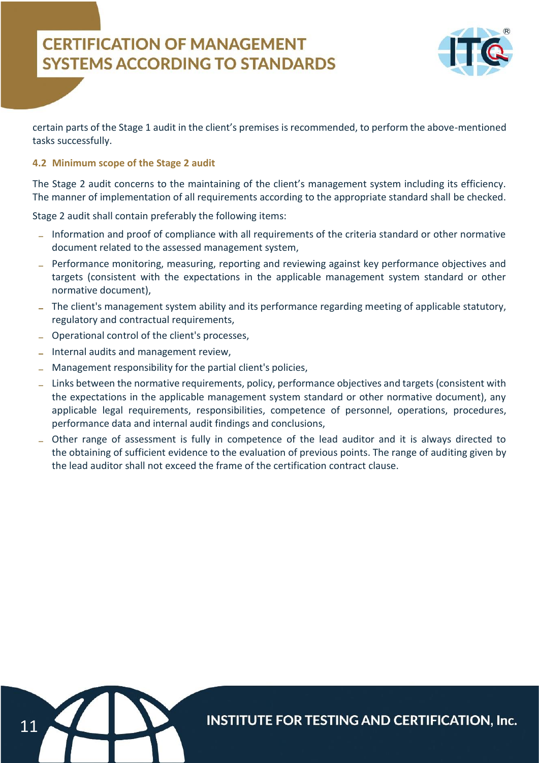certain parts of the Stage 1 audit in the client's premises is recommended, to perform the above-mentioned tasks successfully.

### 4.2 Minimum scope of the Stage 2 audit

The Stage 2 audit concerns to the maintaining of the client's management system including its efficiency. The manner of implementation of all requirements according to the appropriate standard shall be checked.

Stage 2 audit shall contain preferably the following items:

- Information and proof of compliance with all requirements of the criteria standard or other normative document related to the assessed management system,
- Performance monitoring, measuring, reporting and reviewing against key performance objectives and targets (consistent with the expectations in the applicable management system standard or other normative document),
- The client's management system ability and its performance regarding meeting of applicable statutory, regulatory and contractual requirements,
- Operational control of the client's processes,
- Internal audits and management review,
- Management responsibility for the partial client's policies,
- Links between the normative requirements, policy, performance objectives and targets (consistent with the expectations in the applicable management system standard or other normative document), any applicable legal requirements, responsibilities, competence of personnel, operations, procedures, performance data and internal audit findings and conclusions,
- Other range of assessment is fully in competence of the lead auditor and it is always directed to the obtaining of sufficient evidence to the evaluation of previous points. The range of auditing given by the lead auditor shall not exceed the frame of the certification contract clause.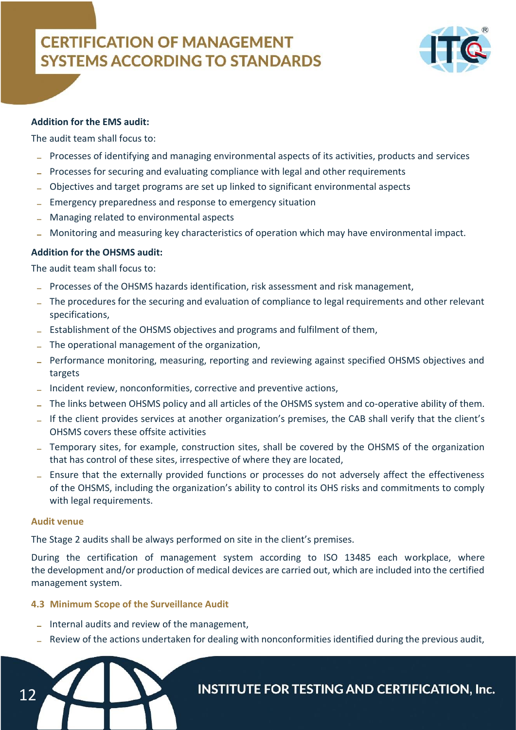**Addition for the EMS audit:**

The audit team shall focus to:

- Processes of identifying and managing environmental aspects of its activities, products and services
- Processes for securing and evaluating compliance with legal and other requirements
- Objectives and target programs are set up linked to significant environmental aspects
- Emergency preparedness and response to emergency situation
- Managing related to environmental aspects
- Monitoring and measuring key characteristics of operation which may have environmental impact.

**Addition for the OHSMS audit:**

The audit team shall focus to:

- Processes of the OHSMS hazards identification, risk assessment and risk management,
- The procedures for the securing and evaluation of compliance to legal requirements and other relevant specifications,
- Establishment of the OHSMS objectives and programs and fulfilment of them,
- The operational management of the organization,
- Performance monitoring, measuring, reporting and reviewing against specified OHSMS objectives and targets
- Incident review, nonconformities, corrective and preventive actions,
- The links between OHSMS policy and all articles of the OHSMS system and co-operative ability of them.
- If the client provides services at another organization's premises, the CAB shall verify that the client's OHSMS covers these offsite activities
- Temporary sites, for example, construction sites, shall be covered by the OHSMS of the organization that has control of these sites, irrespective of where they are located,
- Ensure that the externally provided functions or processes do not adversely affect the effectiveness of the OHSMS, including the organization's ability to control its OHS risks and commitments to comply with legal requirements.

### Audit venue

The Stage 2 audits shall be always performed on site in the client's premises.

During the certification of management system according to ISO 13485 each workplace, where the development and/or production of medical devices are carried out, which are included into the certified management system.

### 4.3 Minimum Scope of the Surveillance Audit

- Internal audits and review of the management,
- Review of the actions undertaken for dealing with nonconformities identified during the previous audit,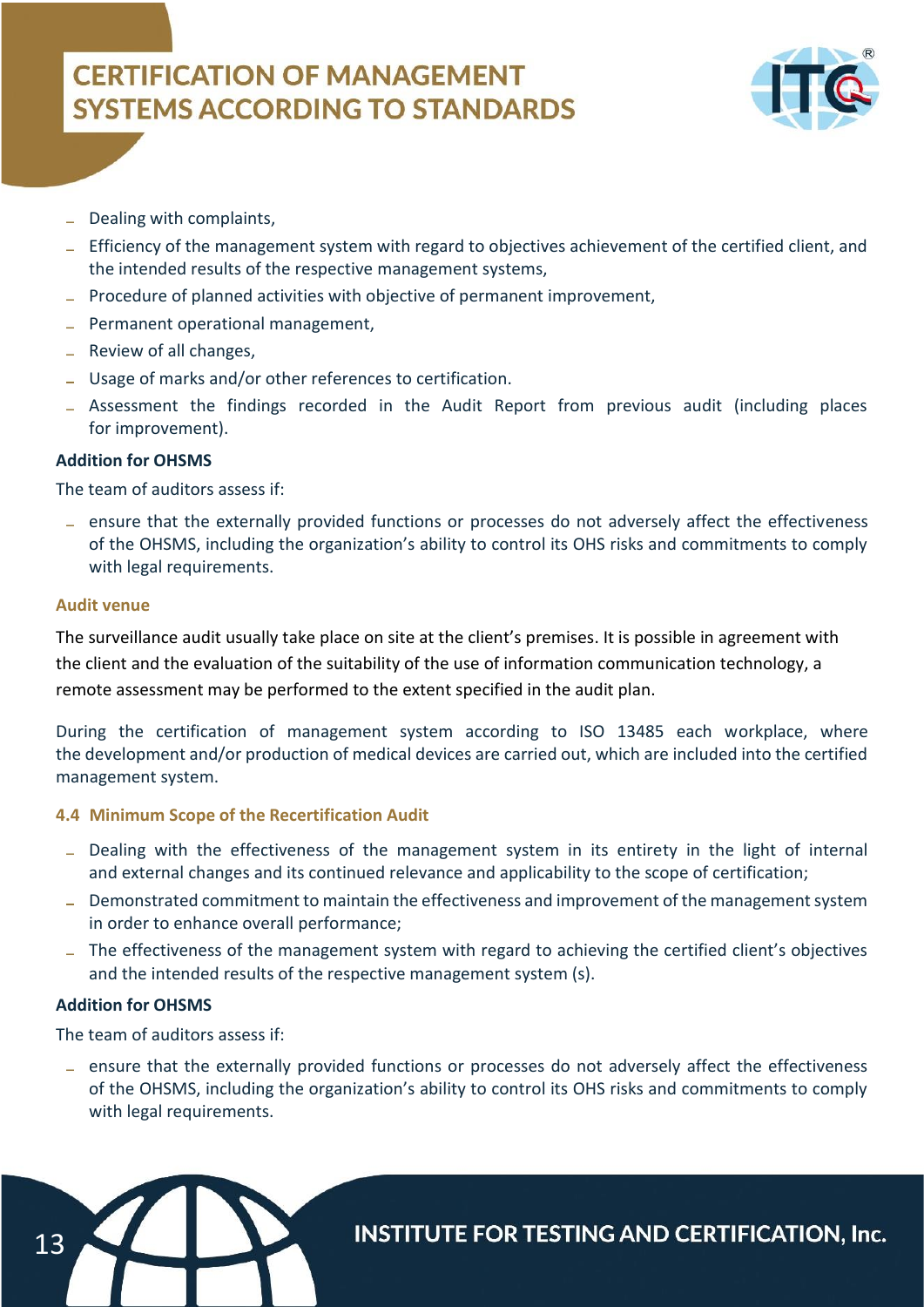- Dealing with complaints,
- Efficiency of the management system with regard to objectives achievement of the certified client, and the intended results of the respective management systems,
- Procedure of planned activities with objective of permanent improvement,
- Permanent operational management,
- Review of all changes,
- Usage of marks and/or other references to certification.
- Assessment the findings recorded in the Audit Report from previous audit (including places for improvement).

**Addition for OHSMS**

The team of auditors assess if:

- ensure that the externally provided functions or processes do not adversely affect the effectiveness of the OHSMS, including the organization's ability to control its OHS risks and commitments to comply with legal requirements.

**Audit venue**

The surveillance audit usually take place on site at the client's premises. It is possible in agreement with the client and the evaluation of the suitability of the use of information communication technology, a remote assessment may be performed to the extent specified in the audit plan.

During the certification of management system according to ISO 13485 each workplace, where the development and/or production of medical devices are carried out, which are included into the certified management system.

### 4.4 Minimum Scope of the Recertification Audit

- Dealing with the effectiveness of the management system in its entirety in the light of internal and external changes and its continued relevance and applicability to the scope of certification;
- Demonstrated commitment to maintain the effectiveness and improvement of the management system in order to enhance overall performance;
- The effectiveness of the management system with regard to achieving the certified client's objectives and the intended results of the respective management system (s).

**Addition for OHSMS**

The team of auditors assess if:

- ensure that the externally provided functions or processes do not adversely affect the effectiveness of the OHSMS, including the organization's ability to control its OHS risks and commitments to comply with legal requirements.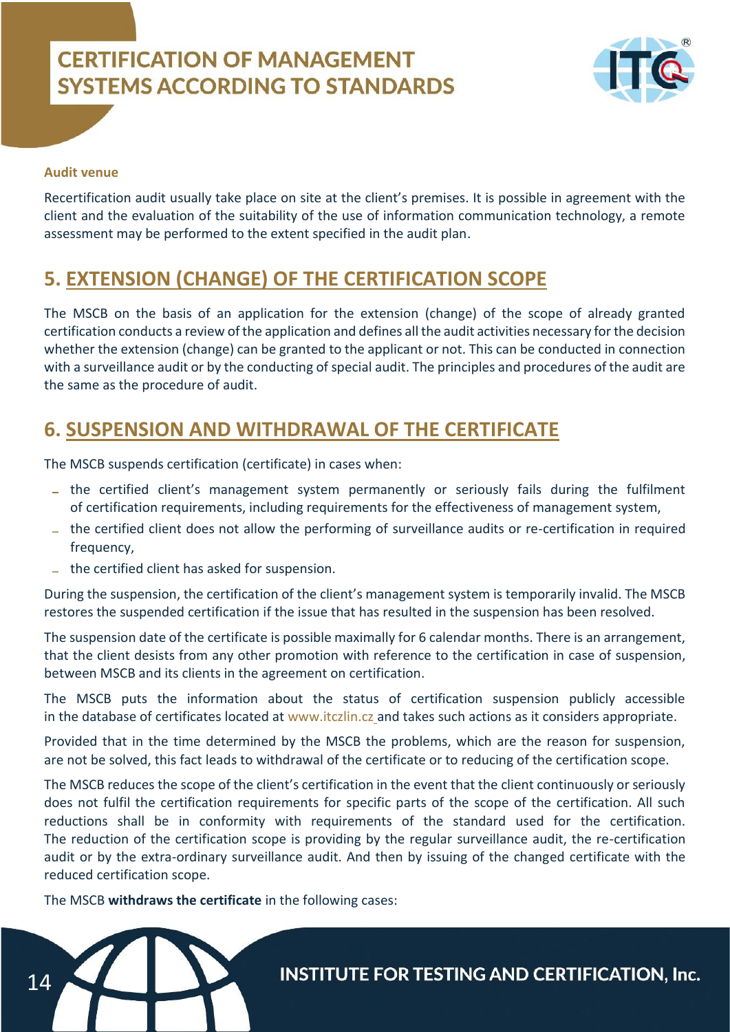**Audit venue**

Recertification audit usually take place on site at the client's premises. It is possible in agreement with the client and the evaluation of the suitability of the use of information communication technology, a remote assessment may be performed to the extent specified in the audit plan.

## 5. EXTENSION (CHANGE) OF THE CERTIFICATION SCOPE

The MSCB on the basis of an application for the extension (change) of the scope of already granted certification conducts a review of the application and defines all the audit activities necessary for the decision whether the extension (change) can be granted to the applicant or not. This can be conducted in connection with a surveillance audit or by the conducting of special audit. The principles and procedures of the audit are the same as the procedure of audit.

## 6. SUSPENSION AND WITHDRAWAL OF THE CERTIFICATE

The MSCB suspends certification (certificate) in cases when:

- the certified client's management system permanently or seriously fails during the fulfilment of certification requirements, including requirements for the effectiveness of management system,
- the certified client does not allow the performing of surveillance audits or re-certification in required frequency,
- the certified client has asked for suspension.

During the suspension, the certification of the client's management system is temporarily invalid. The MSCB restores the suspended certification if the issue that has resulted in the suspension has been resolved.

The suspension date of the certificate is possible maximally for 6 calendar months. There is an arrangement, that the client desists from any other promotion with reference to the certification in case of suspension, between MSCB and its clients in the agreement on certification.

The MSCB puts the information about the status of certification suspension publicly accessible in the database of certificates located at www.itczlin.cz and takes such actions as it considers appropriate.

Provided that in the time determined by the MSCB the problems, which are the reason for suspension, are not be solved, this fact leads to withdrawal of the certificate or to reducing of the certification scope.

The MSCB reduces the scope of the client's certification in the event that the client continuously or seriously does not fulfil the certification requirements for specific parts of the scope of the certification. All such reductions shall be in conformity with requirements of the standard used for the certification. The reduction of the certification scope is providing by the regular surveillance audit, the re-certification audit or by the extra-ordinary surveillance audit. And then by issuing of the changed certificate with the reduced certification scope.

The MSCB **withdraws the certificate** in the following cases: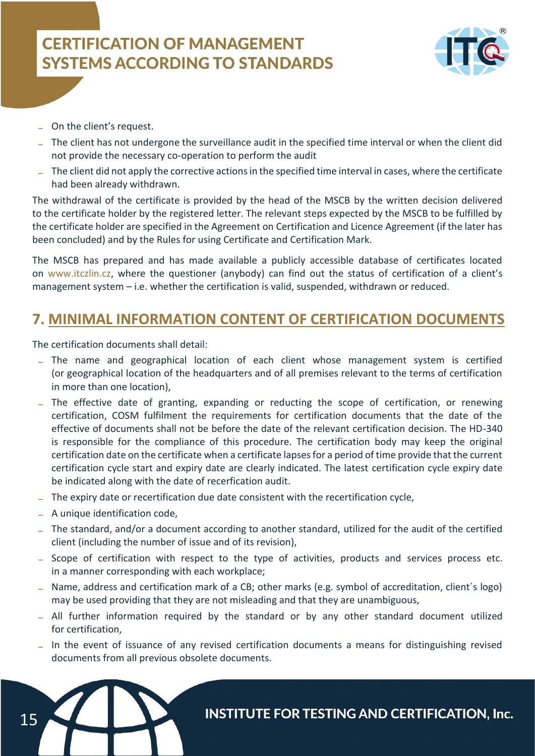- On the client's request.
- The client has not undergone the surveillance audit in the specified time interval or when the client did not provide the necessary co-operation to perform the audit
- The client did not apply the corrective actions in the specified time interval in cases, where the certificate had been already withdrawn.

The withdrawal of the certificate is provided by the head of the MSCB by the written decision delivered to the certificate holder by the registered letter. The relevant steps expected by the MSCB to be fulfilled by the certificate holder are specified in the Agreement on Certification and Licence Agreement (if the later has been concluded) and by the Rules for using Certificate and Certification Mark.

The MSCB has prepared and has made available a publicly accessible database of certificates located on www.itczlin.cz, where the questioner (anybody) can find out the status of certification of a client's management system – i.e. whether the certification is valid, suspended, withdrawn or reduced.

## 7. MINIMAL INFORMATION CONTENT OF CERTIFICATION DOCUMENTS

The certification documents shall detail:

- The name and geographical location of each client whose management system is certified (or geographical location of the headquarters and of all premises relevant to the terms of certification in more than one location),
- The effective date of granting, expanding or reducting the scope of certification, or renewing certification, COSM fulfilment the requirements for certification documents that the date of the effective of documents shall not be before the date of the relevant certification decision. The HD-340 is responsible for the compliance of this procedure. The certification body may keep the original certification date on the certificate when a certificate lapses for a period of time provide that the current certification cycle start and expiry date are clearly indicated. The latest certification cycle expiry date be indicated along with the date of recerfication audit.
- The expiry date or recertification due date consistent with the recertification cycle,
- A unique identification code,
- The standard, and/or a document according to another standard, utilized for the audit of the certified client (including the number of issue and of its revision),
- Scope of certification with respect to the type of activities, products and services process etc. in a manner corresponding with each workplace;
- Name, address and certification mark of a CB; other marks (e.g. symbol of accreditation, client´s logo) may be used providing that they are not misleading and that they are unambiguous,
- All further information required by the standard or by any other standard document utilized for certification,
- In the event of issuance of any revised certification documents a means for distinguishing revised documents from all previous obsolete documents.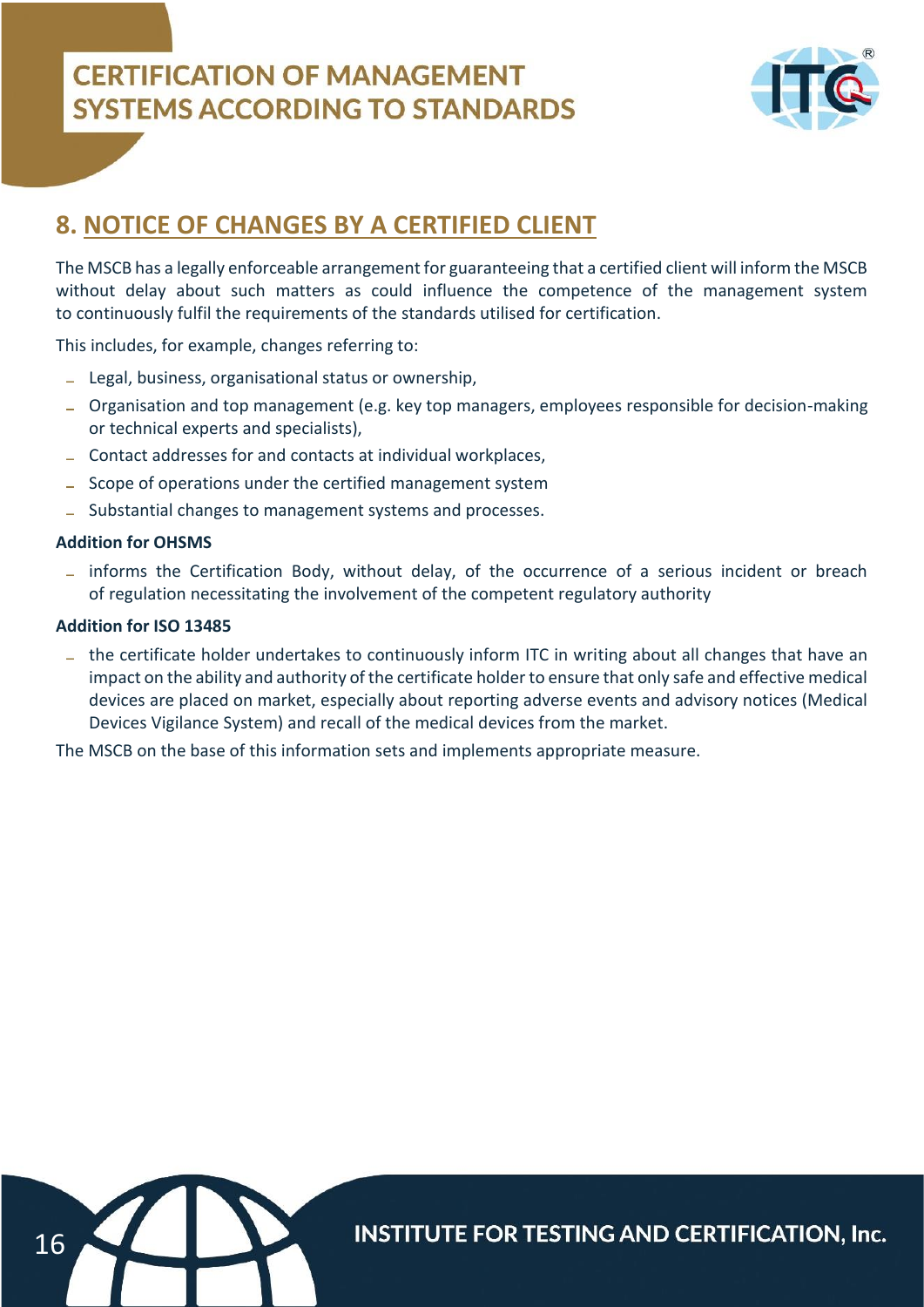## 8. NOTICE OF CHANGES BY A CERTIFIED CLIENT

The MSCB has a legally enforceable arrangement for guaranteeing that a certified client will inform the MSCB without delay about such matters as could influence the competence of the management system to continuously fulfil the requirements of the standards utilised for certification.

This includes, for example, changes referring to:

- Legal, business, organisational status or ownership,
- Organisation and top management (e.g. key top managers, employees responsible for decision-making or technical experts and specialists),
- Contact addresses for and contacts at individual workplaces,
- Scope of operations under the certified management system
- Substantial changes to management systems and processes.

**Addition for OHSMS**

- informs the Certification Body, without delay, of the occurrence of a serious incident or breach of regulation necessitating the involvement of the competent regulatory authority

**Addition for ISO 13485**

- the certificate holder undertakes to continuously inform ITC in writing about all changes that have an impact on the ability and authority of the certificate holder to ensure that only safe and effective medical devices are placed on market, especially about reporting adverse events and advisory notices (Medical Devices Vigilance System) and recall of the medical devices from the market.

The MSCB on the base of this information sets and implements appropriate measure.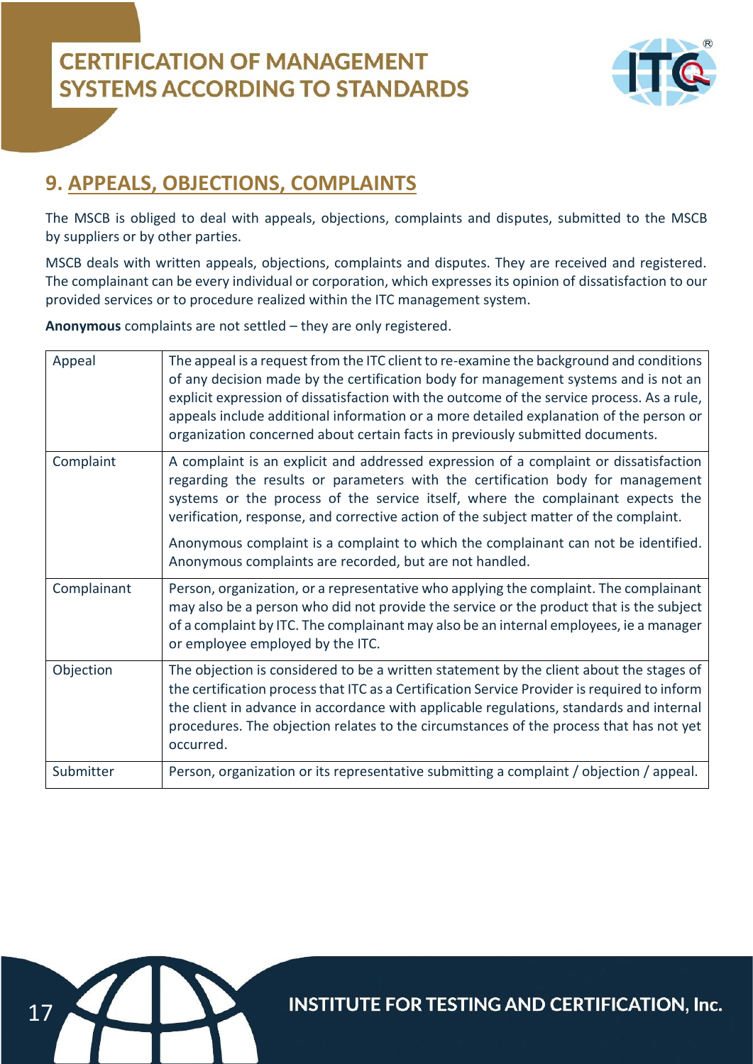## 9. APPEALS, OBJECTIONS, COMPLAINTS

The MSCB is obliged to deal with appeals, objections, complaints and disputes, submitted to the MSCB by suppliers or by other parties.

MSCB deals with written appeals, objections, complaints and disputes. They are received and registered. The complainant can be every individual or corporation, which expresses its opinion of dissatisfaction to our provided services or to procedure realized within the ITC management system.

**Anonymous** complaints are not settled – they are only registered.

| | |
|---|---|
| Appeal | The appeal is a request from the ITC client to re-examine the background and conditions of any decision made by the certification body for management systems and is not an explicit expression of dissatisfaction with the outcome of the service process. As a rule, appeals include additional information or a more detailed explanation of the person or organization concerned about certain facts in previously submitted documents. |
| Complaint | A complaint is an explicit and addressed expression of a complaint or dissatisfaction regarding the results or parameters with the certification body for management systems or the process of the service itself, where the complainant expects the verification, response, and corrective action of the subject matter of the complaint.<br><br>Anonymous complaint is a complaint to which the complainant can not be identified. Anonymous complaints are recorded, but are not handled. |
| Complainant | Person, organization, or a representative who applying the complaint. The complainant may also be a person who did not provide the service or the product that is the subject of a complaint by ITC. The complainant may also be an internal employees, ie a manager or employee employed by the ITC. |
| Objection | The objection is considered to be a written statement by the client about the stages of the certification process that ITC as a Certification Service Provider is required to inform the client in advance in accordance with applicable regulations, standards and internal procedures. The objection relates to the circumstances of the process that has not yet occurred. |
| Submitter | Person, organization or its representative submitting a complaint / objection / appeal. |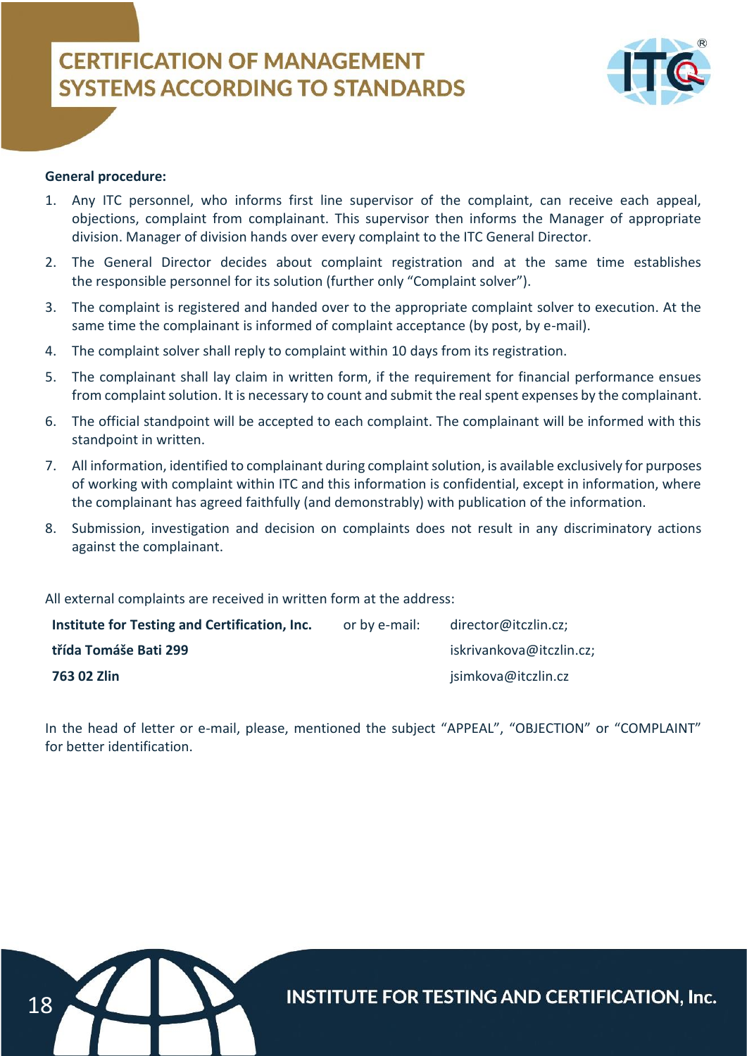**General procedure:**

1. Any ITC personnel, who informs first line supervisor of the complaint, can receive each appeal, objections, complaint from complainant. This supervisor then informs the Manager of appropriate division. Manager of division hands over every complaint to the ITC General Director.
2. The General Director decides about complaint registration and at the same time establishes the responsible personnel for its solution (further only "Complaint solver").
3. The complaint is registered and handed over to the appropriate complaint solver to execution. At the same time the complainant is informed of complaint acceptance (by post, by e-mail).
4. The complaint solver shall reply to complaint within 10 days from its registration.
5. The complainant shall lay claim in written form, if the requirement for financial performance ensues from complaint solution. It is necessary to count and submit the real spent expenses by the complainant.
6. The official standpoint will be accepted to each complaint. The complainant will be informed with this standpoint in written.
7. All information, identified to complainant during complaint solution, is available exclusively for purposes of working with complaint within ITC and this information is confidential, except in information, where the complainant has agreed faithfully (and demonstrably) with publication of the information.
8. Submission, investigation and decision on complaints does not result in any discriminatory actions against the complainant.

All external complaints are received in written form at the address:

| | | |
|---|---|---|
| **Institute for Testing and Certification, Inc.** | or by e-mail: | director@itczlin.cz; |
| **třída Tomáše Bati 299** | | iskrivankova@itczlin.cz; |
| **763 02 Zlin** | | jsimkova@itczlin.cz |

In the head of letter or e-mail, please, mentioned the subject "APPEAL", "OBJECTION" or "COMPLAINT" for better identification.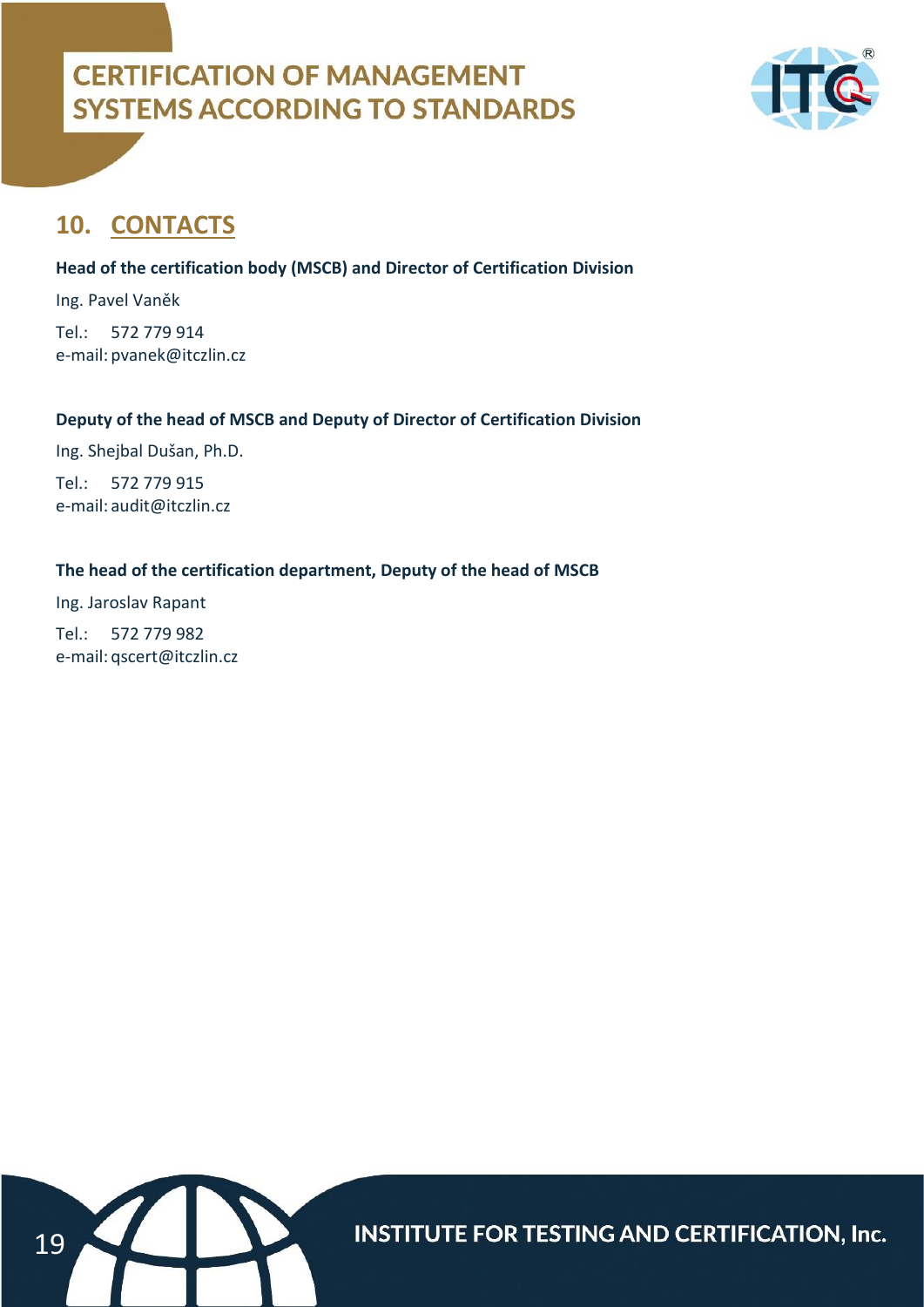## 10. CONTACTS

**Head of the certification body (MSCB) and Director of Certification Division**

Ing. Pavel Vaněk

Tel.: 572 779 914
e-mail: pvanek@itczlin.cz

**Deputy of the head of MSCB and Deputy of Director of Certification Division**

Ing. Shejbal Dušan, Ph.D.

Tel.: 572 779 915
e-mail: audit@itczlin.cz

**The head of the certification department, Deputy of the head of MSCB**

Ing. Jaroslav Rapant

Tel.: 572 779 982
e-mail: qscert@itczlin.cz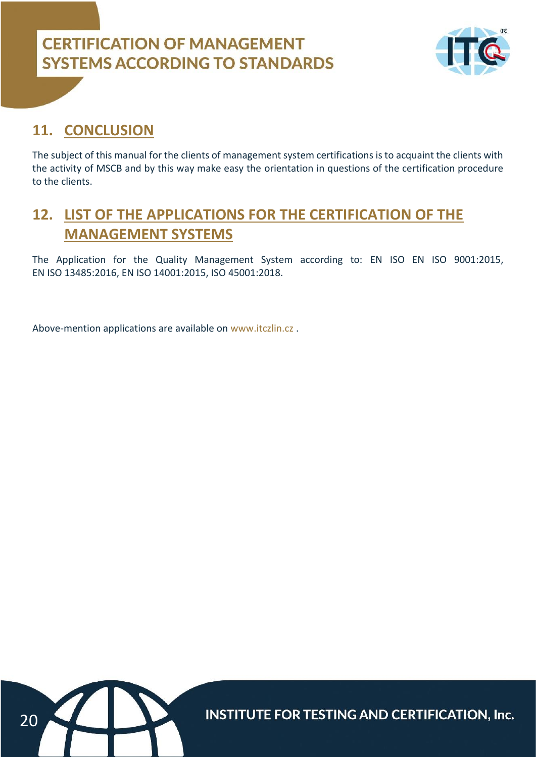## 11. CONCLUSION

The subject of this manual for the clients of management system certifications is to acquaint the clients with the activity of MSCB and by this way make easy the orientation in questions of the certification procedure to the clients.

## 12. LIST OF THE APPLICATIONS FOR THE CERTIFICATION OF THE MANAGEMENT SYSTEMS

The Application for the Quality Management System according to: EN ISO EN ISO 9001:2015, EN ISO 13485:2016, EN ISO 14001:2015, ISO 45001:2018.

Above-mention applications are available on www.itczlin.cz .